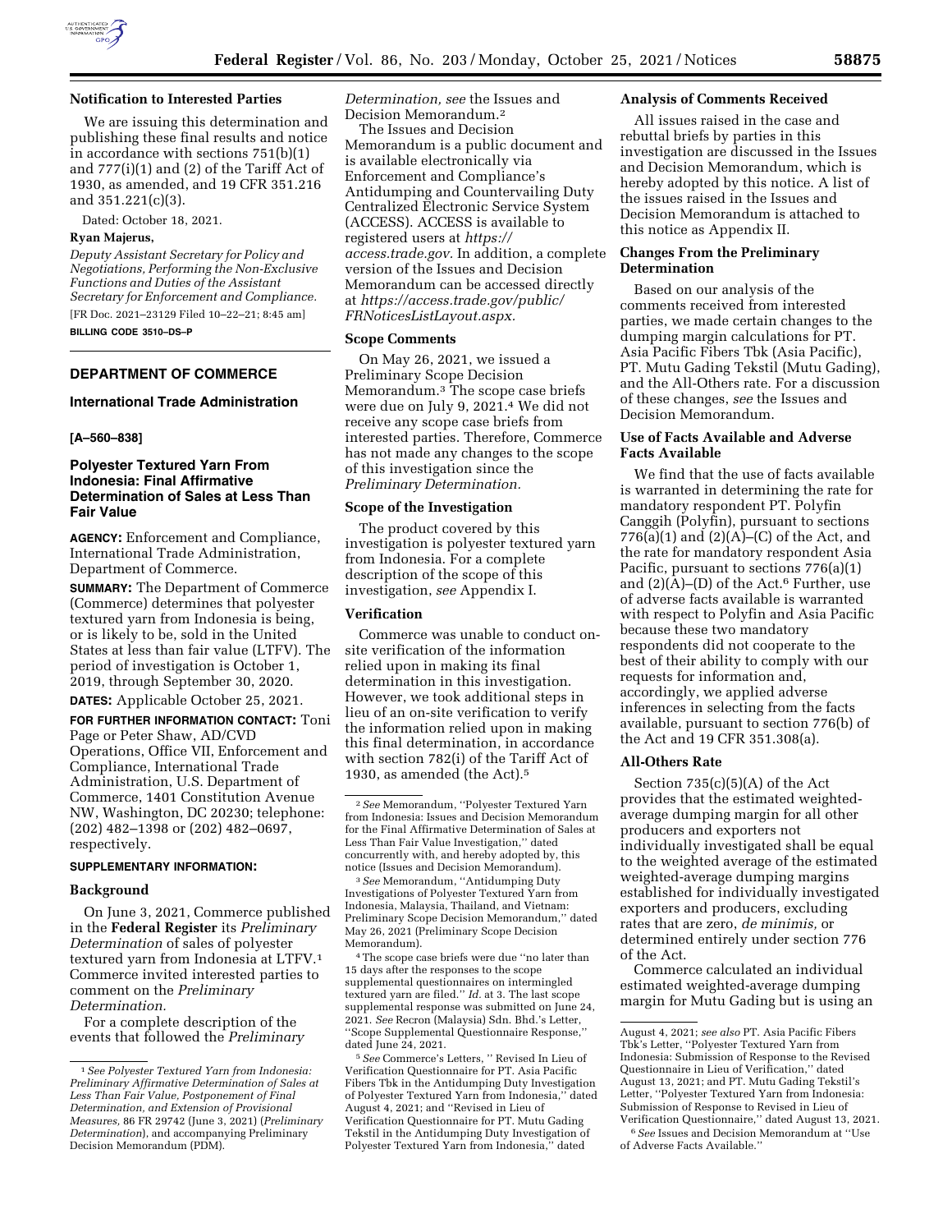## Notification to Interested Parties

We are issuing this determination and publishing these final results and notice in accordance with sections 751(b)(1) and 777(i)(1) and (2) of the Tariff Act of 1930, as amended, and 19 CFR 351.216 and 351.221(c)(3).

Dated: October 18, 2021.

**Ryan Majerus,**

*Deputy Assistant Secretary for Policy and Negotiations, Performing the Non-Exclusive Functions and Duties of the Assistant Secretary for Enforcement and Compliance.*

[FR Doc. 2021–23129 Filed 10–22–21; 8:45 am]

**BILLING CODE 3510–DS–P**

---

# DEPARTMENT OF COMMERCE

## International Trade Administration

**[A–560–838]**

## Polyester Textured Yarn From Indonesia: Final Affirmative Determination of Sales at Less Than Fair Value

**AGENCY:** Enforcement and Compliance, International Trade Administration, Department of Commerce.

**SUMMARY:** The Department of Commerce (Commerce) determines that polyester textured yarn from Indonesia is being, or is likely to be, sold in the United States at less than fair value (LTFV). The period of investigation is October 1, 2019, through September 30, 2020.

**DATES:** Applicable October 25, 2021.

**FOR FURTHER INFORMATION CONTACT:** Toni Page or Peter Shaw, AD/CVD Operations, Office VII, Enforcement and Compliance, International Trade Administration, U.S. Department of Commerce, 1401 Constitution Avenue NW, Washington, DC 20230; telephone: (202) 482–1398 or (202) 482–0697, respectively.

**SUPPLEMENTARY INFORMATION:**

### Background

On June 3, 2021, Commerce published in the **Federal Register** its *Preliminary Determination* of sales of polyester textured yarn from Indonesia at LTFV.[1] Commerce invited interested parties to comment on the *Preliminary Determination.*

For a complete description of the events that followed the *Preliminary Determination, see* the Issues and Decision Memorandum.[2]

The Issues and Decision Memorandum is a public document and is available electronically via Enforcement and Compliance's Antidumping and Countervailing Duty Centralized Electronic Service System (ACCESS). ACCESS is available to registered users at *https://access.trade.gov.* In addition, a complete version of the Issues and Decision Memorandum can be accessed directly at *https://access.trade.gov/public/FRNoticesListLayout.aspx.*

### Scope Comments

On May 26, 2021, we issued a Preliminary Scope Decision Memorandum.[3] The scope case briefs were due on July 9, 2021.[4] We did not receive any scope case briefs from interested parties. Therefore, Commerce has not made any changes to the scope of this investigation since the *Preliminary Determination.*

### Scope of the Investigation

The product covered by this investigation is polyester textured yarn from Indonesia. For a complete description of the scope of this investigation, *see* Appendix I.

### Verification

Commerce was unable to conduct on-site verification of the information relied upon in making its final determination in this investigation. However, we took additional steps in lieu of an on-site verification to verify the information relied upon in making this final determination, in accordance with section 782(i) of the Tariff Act of 1930, as amended (the Act).[5]

### Analysis of Comments Received

All issues raised in the case and rebuttal briefs by parties in this investigation are discussed in the Issues and Decision Memorandum, which is hereby adopted by this notice. A list of the issues raised in the Issues and Decision Memorandum is attached to this notice as Appendix II.

### Changes From the Preliminary Determination

Based on our analysis of the comments received from interested parties, we made certain changes to the dumping margin calculations for PT. Asia Pacific Fibers Tbk (Asia Pacific), PT. Mutu Gading Tekstil (Mutu Gading), and the All-Others rate. For a discussion of these changes, *see* the Issues and Decision Memorandum.

### Use of Facts Available and Adverse Facts Available

We find that the use of facts available is warranted in determining the rate for mandatory respondent PT. Polyfin Canggih (Polyfin), pursuant to sections 776(a)(1) and (2)(A)–(C) of the Act, and the rate for mandatory respondent Asia Pacific, pursuant to sections 776(a)(1) and (2)(A)–(D) of the Act.[6] Further, use of adverse facts available is warranted with respect to Polyfin and Asia Pacific because these two mandatory respondents did not cooperate to the best of their ability to comply with our requests for information and, accordingly, we applied adverse inferences in selecting from the facts available, pursuant to section 776(b) of the Act and 19 CFR 351.308(a).

### All-Others Rate

Section 735(c)(5)(A) of the Act provides that the estimated weighted-average dumping margin for all other producers and exporters not individually investigated shall be equal to the weighted average of the estimated weighted-average dumping margins established for individually investigated exporters and producers, excluding rates that are zero, *de minimis,* or determined entirely under section 776 of the Act.

Commerce calculated an individual estimated weighted-average dumping margin for Mutu Gading but is using an

---

[1] *See Polyester Textured Yarn from Indonesia: Preliminary Affirmative Determination of Sales at Less Than Fair Value, Postponement of Final Determination, and Extension of Provisional Measures,* 86 FR 29742 (June 3, 2021) (*Preliminary Determination*), and accompanying Preliminary Decision Memorandum (PDM).

[2] *See* Memorandum, "Polyester Textured Yarn from Indonesia: Issues and Decision Memorandum for the Final Affirmative Determination of Sales at Less Than Fair Value Investigation," dated concurrently with, and hereby adopted by, this notice (Issues and Decision Memorandum).

[3] *See* Memorandum, "Antidumping Duty Investigations of Polyester Textured Yarn from Indonesia, Malaysia, Thailand, and Vietnam: Preliminary Scope Decision Memorandum," dated May 26, 2021 (Preliminary Scope Decision Memorandum).

[4] The scope case briefs were due "no later than 15 days after the responses to the scope supplemental questionnaires on intermingled textured yarn are filed." *Id.* at 3. The last scope supplemental response was submitted on June 24, 2021. *See* Recron (Malaysia) Sdn. Bhd.'s Letter, "Scope Supplemental Questionnaire Response," dated June 24, 2021.

[5] *See* Commerce's Letters, " Revised In Lieu of Verification Questionnaire for PT. Asia Pacific Fibers Tbk in the Antidumping Duty Investigation of Polyester Textured Yarn from Indonesia," dated August 4, 2021; and "Revised in Lieu of Verification Questionnaire for PT. Mutu Gading Tekstil in the Antidumping Duty Investigation of Polyester Textured Yarn from Indonesia," dated August 4, 2021; *see also* PT. Asia Pacific Fibers Tbk's Letter, "Polyester Textured Yarn from Indonesia: Submission of Response to the Revised Questionnaire in Lieu of Verification," dated August 13, 2021; and PT. Mutu Gading Tekstil's Letter, "Polyester Textured Yarn from Indonesia: Submission of Response to Revised in Lieu of Verification Questionnaire," dated August 13, 2021.

[6] *See* Issues and Decision Memorandum at "Use of Adverse Facts Available."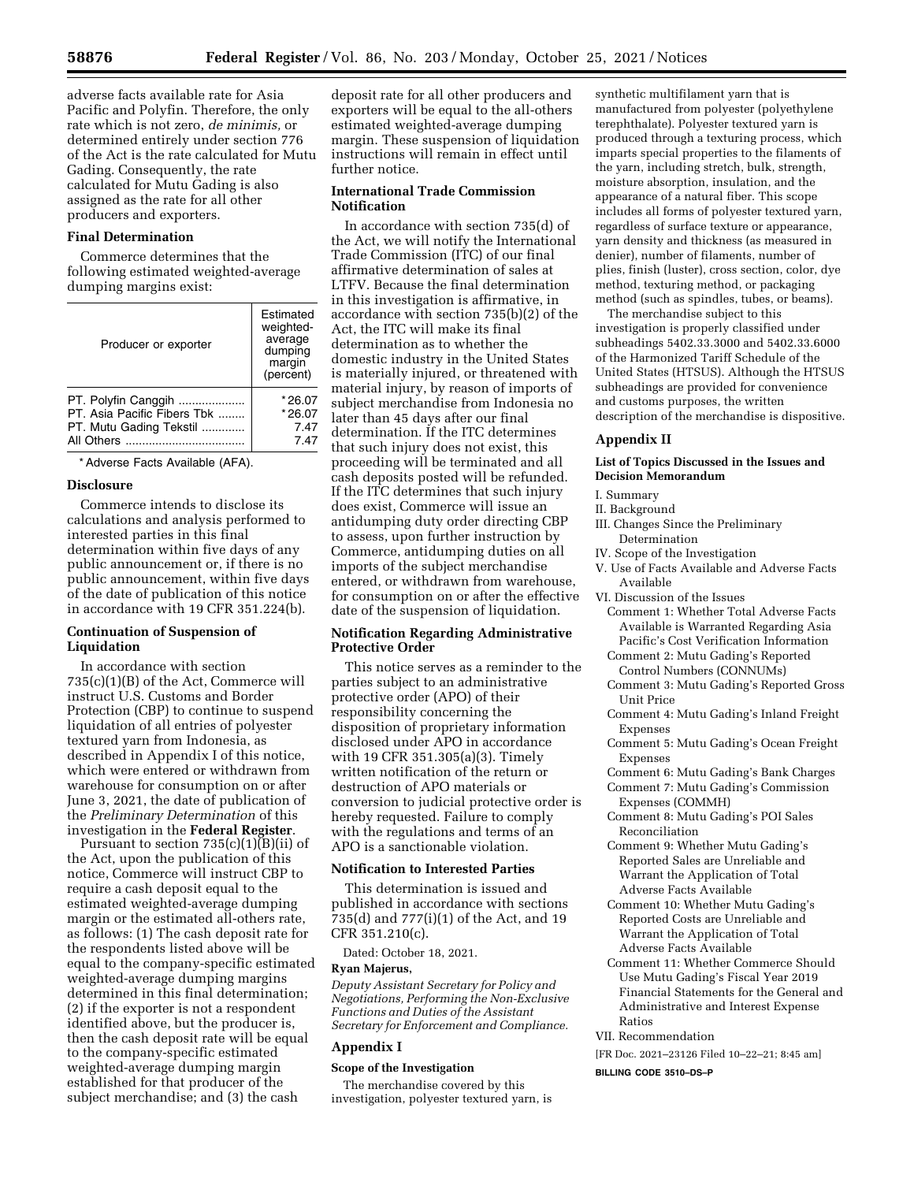adverse facts available rate for Asia Pacific and Polyfin. Therefore, the only rate which is not zero, *de minimis,* or determined entirely under section 776 of the Act is the rate calculated for Mutu Gading. Consequently, the rate calculated for Mutu Gading is also assigned as the rate for all other producers and exporters.

## Final Determination

Commerce determines that the following estimated weighted-average dumping margins exist:

| Producer or exporter | Estimated weighted-average dumping margin (percent) |
|---|---|
| PT. Polyfin Canggih | *26.07 |
| PT. Asia Pacific Fibers Tbk | *26.07 |
| PT. Mutu Gading Tekstil | 7.47 |
| All Others | 7.47 |

* Adverse Facts Available (AFA).

## Disclosure

Commerce intends to disclose its calculations and analysis performed to interested parties in this final determination within five days of any public announcement or, if there is no public announcement, within five days of the date of publication of this notice in accordance with 19 CFR 351.224(b).

## Continuation of Suspension of Liquidation

In accordance with section 735(c)(1)(B) of the Act, Commerce will instruct U.S. Customs and Border Protection (CBP) to continue to suspend liquidation of all entries of polyester textured yarn from Indonesia, as described in Appendix I of this notice, which were entered or withdrawn from warehouse for consumption on or after June 3, 2021, the date of publication of the *Preliminary Determination* of this investigation in the **Federal Register**.

Pursuant to section 735(c)(1)(B)(ii) of the Act, upon the publication of this notice, Commerce will instruct CBP to require a cash deposit equal to the estimated weighted-average dumping margin or the estimated all-others rate, as follows: (1) The cash deposit rate for the respondents listed above will be equal to the company-specific estimated weighted-average dumping margins determined in this final determination; (2) if the exporter is not a respondent identified above, but the producer is, then the cash deposit rate will be equal to the company-specific estimated weighted-average dumping margin established for that producer of the subject merchandise; and (3) the cash deposit rate for all other producers and exporters will be equal to the all-others estimated weighted-average dumping margin. These suspension of liquidation instructions will remain in effect until further notice.

## International Trade Commission Notification

In accordance with section 735(d) of the Act, we will notify the International Trade Commission (ITC) of our final affirmative determination of sales at LTFV. Because the final determination in this investigation is affirmative, in accordance with section 735(b)(2) of the Act, the ITC will make its final determination as to whether the domestic industry in the United States is materially injured, or threatened with material injury, by reason of imports of subject merchandise from Indonesia no later than 45 days after our final determination. If the ITC determines that such injury does not exist, this proceeding will be terminated and all cash deposits posted will be refunded. If the ITC determines that such injury does exist, Commerce will issue an antidumping duty order directing CBP to assess, upon further instruction by Commerce, antidumping duties on all imports of the subject merchandise entered, or withdrawn from warehouse, for consumption on or after the effective date of the suspension of liquidation.

## Notification Regarding Administrative Protective Order

This notice serves as a reminder to the parties subject to an administrative protective order (APO) of their responsibility concerning the disposition of proprietary information disclosed under APO in accordance with 19 CFR 351.305(a)(3). Timely written notification of the return or destruction of APO materials or conversion to judicial protective order is hereby requested. Failure to comply with the regulations and terms of an APO is a sanctionable violation.

## Notification to Interested Parties

This determination is issued and published in accordance with sections 735(d) and 777(i)(1) of the Act, and 19 CFR 351.210(c).

Dated: October 18, 2021.

**Ryan Majerus,**

*Deputy Assistant Secretary for Policy and Negotiations, Performing the Non-Exclusive Functions and Duties of the Assistant Secretary for Enforcement and Compliance.*

## Appendix I

### Scope of the Investigation

The merchandise covered by this investigation, polyester textured yarn, is synthetic multifilament yarn that is manufactured from polyester (polyethylene terephthalate). Polyester textured yarn is produced through a texturing process, which imparts special properties to the filaments of the yarn, including stretch, bulk, strength, moisture absorption, insulation, and the appearance of a natural fiber. This scope includes all forms of polyester textured yarn, regardless of surface texture or appearance, yarn density and thickness (as measured in denier), number of filaments, number of plies, finish (luster), cross section, color, dye method, texturing method, or packaging method (such as spindles, tubes, or beams).

The merchandise subject to this investigation is properly classified under subheadings 5402.33.3000 and 5402.33.6000 of the Harmonized Tariff Schedule of the United States (HTSUS). Although the HTSUS subheadings are provided for convenience and customs purposes, the written description of the merchandise is dispositive.

## Appendix II

### List of Topics Discussed in the Issues and Decision Memorandum

I. Summary
II. Background
III. Changes Since the Preliminary Determination
IV. Scope of the Investigation
V. Use of Facts Available and Adverse Facts Available
VI. Discussion of the Issues
  Comment 1: Whether Total Adverse Facts Available is Warranted Regarding Asia Pacific's Cost Verification Information
  Comment 2: Mutu Gading's Reported Control Numbers (CONNUMs)
  Comment 3: Mutu Gading's Reported Gross Unit Price
  Comment 4: Mutu Gading's Inland Freight Expenses
  Comment 5: Mutu Gading's Ocean Freight Expenses
  Comment 6: Mutu Gading's Bank Charges
  Comment 7: Mutu Gading's Commission Expenses (COMMH)
  Comment 8: Mutu Gading's POI Sales Reconciliation
  Comment 9: Whether Mutu Gading's Reported Sales are Unreliable and Warrant the Application of Total Adverse Facts Available
  Comment 10: Whether Mutu Gading's Reported Costs are Unreliable and Warrant the Application of Total Adverse Facts Available
  Comment 11: Whether Commerce Should Use Mutu Gading's Fiscal Year 2019 Financial Statements for the General and Administrative and Interest Expense Ratios
VII. Recommendation

[FR Doc. 2021–23126 Filed 10–22–21; 8:45 am]

**BILLING CODE 3510–DS–P**